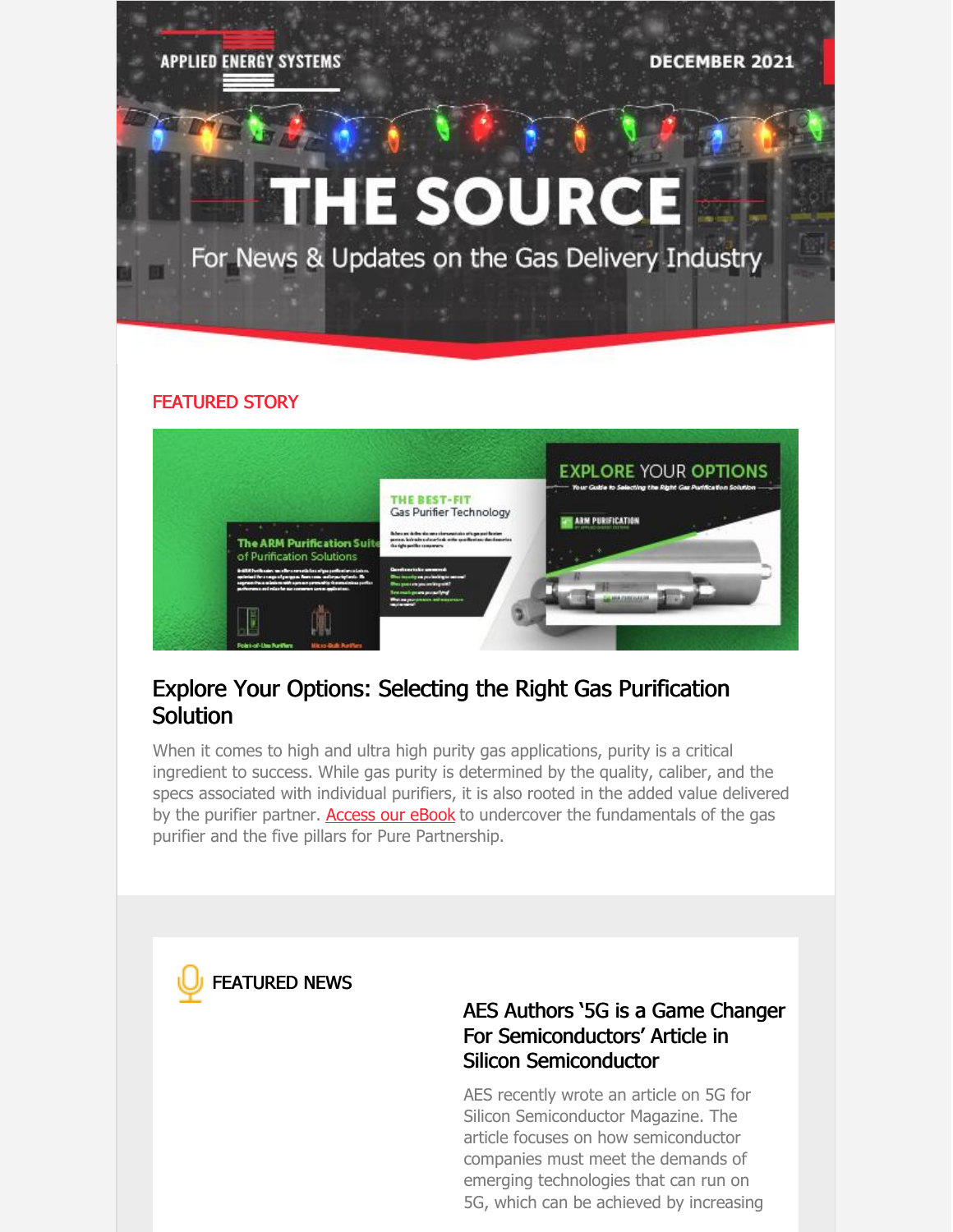APPLIED ENERGY SYSTEMS

DECEMBER 2021

# THE SOURCE

For News & Updates on the Gas Delivery Industry

FEATURED STORY

## Explore Your Options: Selecting the Right Gas Purification Solution

When it comes to high and ultra high purity gas applications, purity is a critical ingredient to success. While gas purity is determined by the quality, caliber, and the specs associated with individual purifiers, it is also rooted in the added value delivered by the purifier partner. Access our eBook to undercover the fundamentals of the gas purifier and the five pillars for Pure Partnership.

FEATURED NEWS

### AES Authors '5G is a Game Changer For Semiconductors' Article in Silicon Semiconductor

AES recently wrote an article on 5G for Silicon Semiconductor Magazine. The article focuses on how semiconductor companies must meet the demands of emerging technologies that can run on 5G, which can be achieved by increasing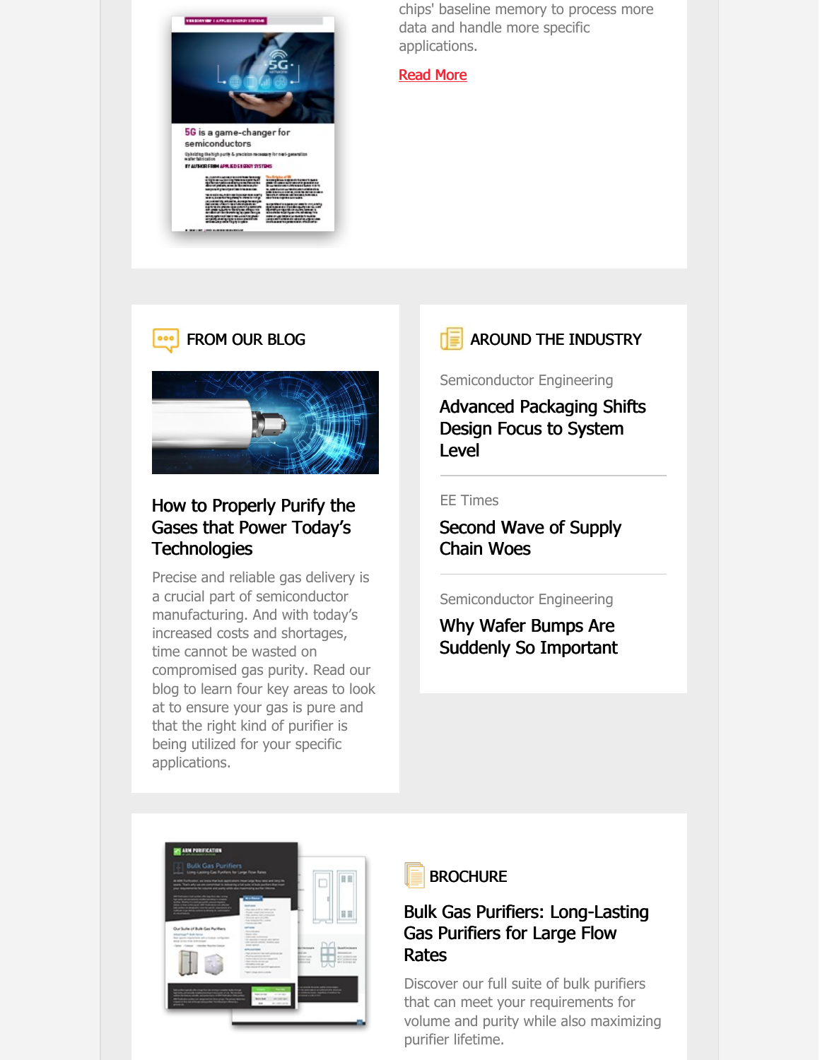chips' baseline memory to process more data and handle more specific applications.

Read More

## FROM OUR BLOG

### How to Properly Purify the Gases that Power Today's Technologies

Precise and reliable gas delivery is a crucial part of semiconductor manufacturing. And with today's increased costs and shortages, time cannot be wasted on compromised gas purity. Read our blog to learn four key areas to look at to ensure your gas is pure and that the right kind of purifier is being utilized for your specific applications.

## AROUND THE INDUSTRY

Semiconductor Engineering

### Advanced Packaging Shifts Design Focus to System Level

EE Times

### Second Wave of Supply Chain Woes

Semiconductor Engineering

### Why Wafer Bumps Are Suddenly So Important

## BROCHURE

### Bulk Gas Purifiers: Long-Lasting Gas Purifiers for Large Flow Rates

Discover our full suite of bulk purifiers that can meet your requirements for volume and purity while also maximizing purifier lifetime.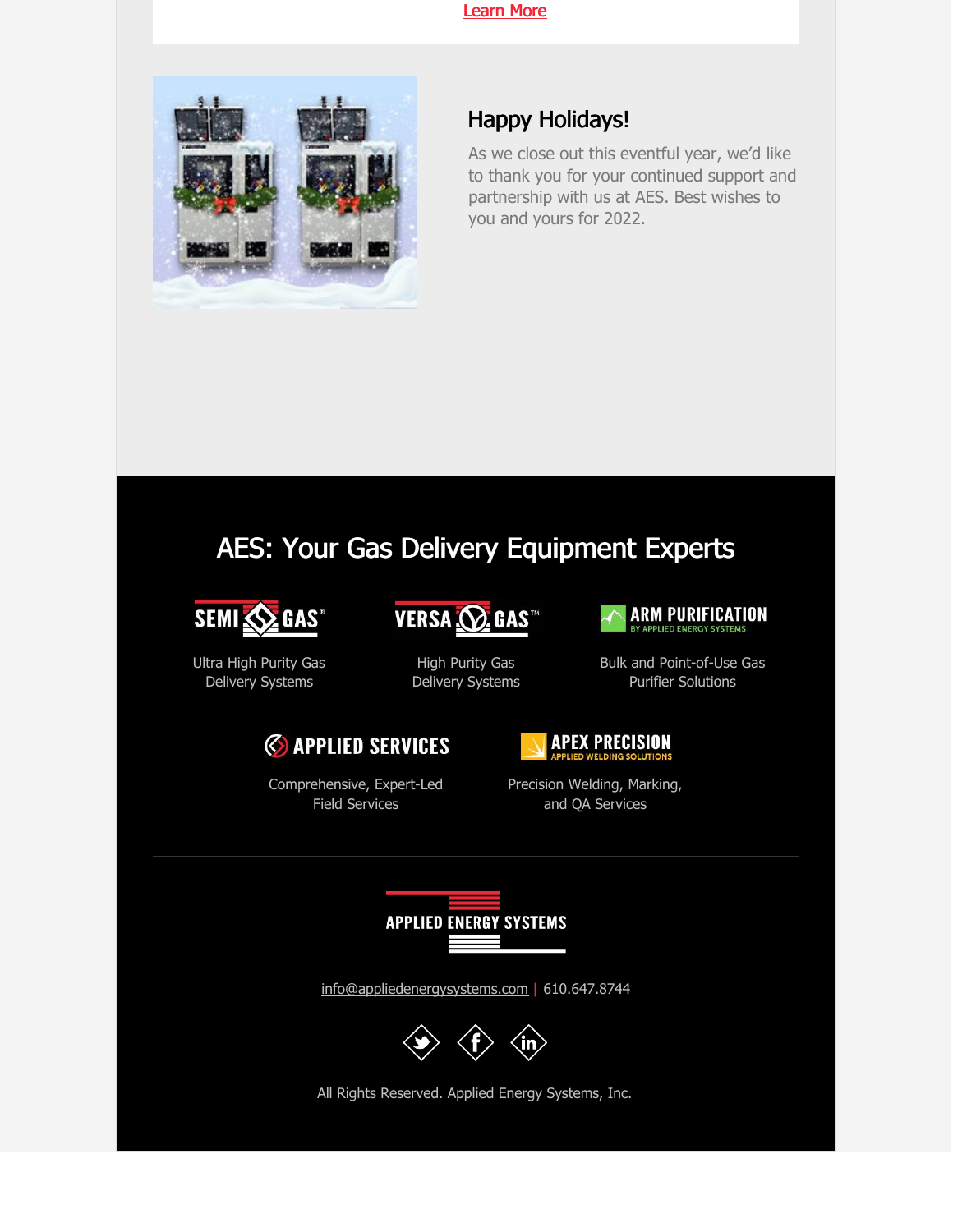Learn More

## Happy Holidays!

As we close out this eventful year, we'd like to thank you for your continued support and partnership with us at AES. Best wishes to you and yours for 2022.

## AES: Your Gas Delivery Equipment Experts

**SEMI GAS®**

Ultra High Purity Gas Delivery Systems

**VERSA GAS™**

High Purity Gas Delivery Systems

**ARM PURIFICATION** BY APPLIED ENERGY SYSTEMS

Bulk and Point-of-Use Gas Purifier Solutions

**APPLIED SERVICES**

Comprehensive, Expert-Led Field Services

**APEX PRECISION** APPLIED WELDING SOLUTIONS

Precision Welding, Marking, and QA Services

---

**APPLIED ENERGY SYSTEMS**

info@appliedenergysystems.com | 610.647.8744

All Rights Reserved. Applied Energy Systems, Inc.